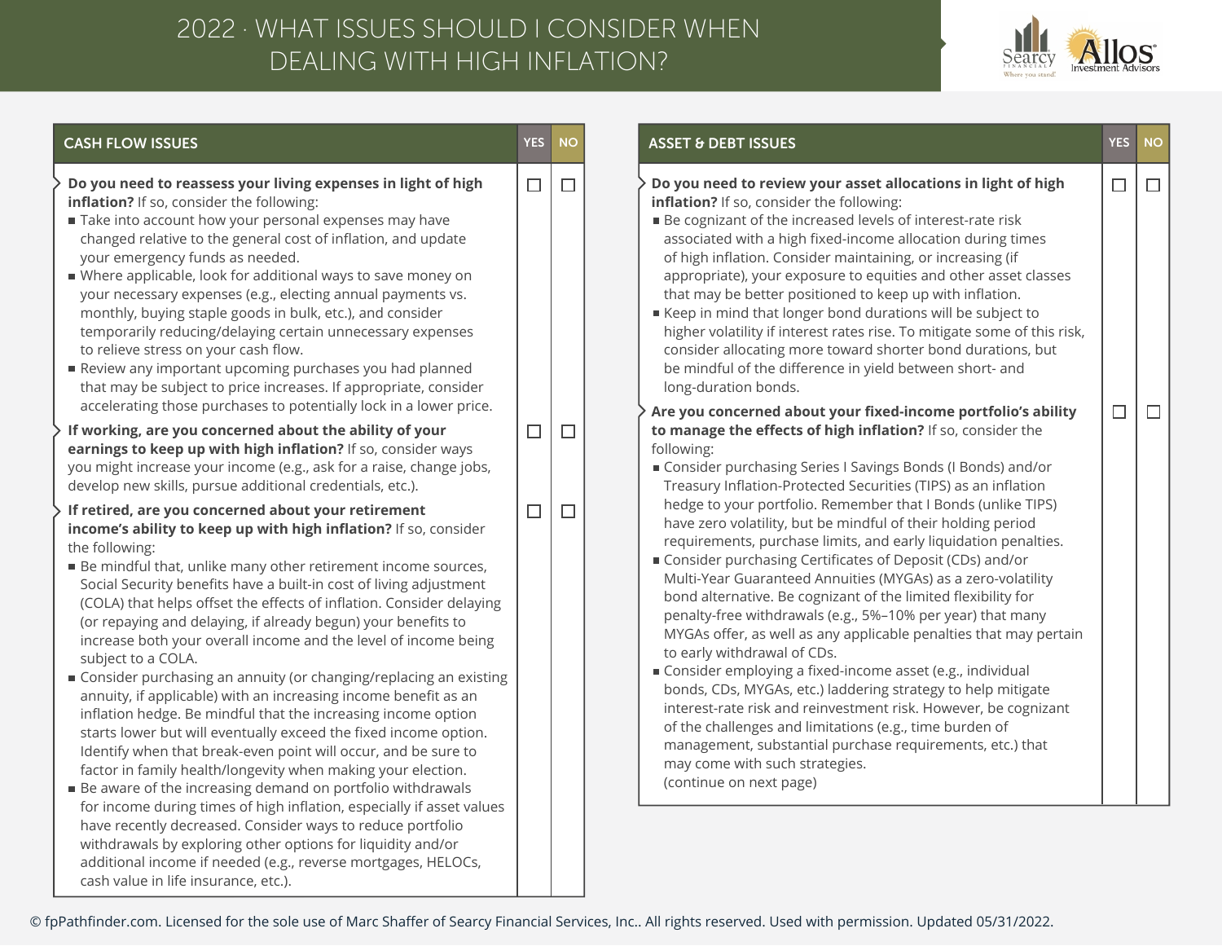# 2022 · WHAT ISSUES SHOULD I CONSIDER WHEN DEALING WITH HIGH INFLATION?

## CASH FLOW ISSUES

| CASH FLOW ISSUES | YES | NO |
|---|---|---|
| **Do you need to reassess your living expenses in light of high inflation?** If so, consider the following: <br>■ Take into account how your personal expenses may have changed relative to the general cost of inflation, and update your emergency funds as needed. <br>■ Where applicable, look for additional ways to save money on your necessary expenses (e.g., electing annual payments vs. monthly, buying staple goods in bulk, etc.), and consider temporarily reducing/delaying certain unnecessary expenses to relieve stress on your cash flow. <br>■ Review any important upcoming purchases you had planned that may be subject to price increases. If appropriate, consider accelerating those purchases to potentially lock in a lower price. | ☐ | ☐ |
| **If working, are you concerned about the ability of your earnings to keep up with high inflation?** If so, consider ways you might increase your income (e.g., ask for a raise, change jobs, develop new skills, pursue additional credentials, etc.). | ☐ | ☐ |
| **If retired, are you concerned about your retirement income's ability to keep up with high inflation?** If so, consider the following: <br>■ Be mindful that, unlike many other retirement income sources, Social Security benefits have a built-in cost of living adjustment (COLA) that helps offset the effects of inflation. Consider delaying (or repaying and delaying, if already begun) your benefits to increase both your overall income and the level of income being subject to a COLA. <br>■ Consider purchasing an annuity (or changing/replacing an existing annuity, if applicable) with an increasing income benefit as an inflation hedge. Be mindful that the increasing income option starts lower but will eventually exceed the fixed income option. Identify when that break-even point will occur, and be sure to factor in family health/longevity when making your election. <br>■ Be aware of the increasing demand on portfolio withdrawals for income during times of high inflation, especially if asset values have recently decreased. Consider ways to reduce portfolio withdrawals by exploring other options for liquidity and/or additional income if needed (e.g., reverse mortgages, HELOCs, cash value in life insurance, etc.). | ☐ | ☐ |

## ASSET & DEBT ISSUES

| ASSET & DEBT ISSUES | YES | NO |
|---|---|---|
| **Do you need to review your asset allocations in light of high inflation?** If so, consider the following: <br>■ Be cognizant of the increased levels of interest-rate risk associated with a high fixed-income allocation during times of high inflation. Consider maintaining, or increasing (if appropriate), your exposure to equities and other asset classes that may be better positioned to keep up with inflation. <br>■ Keep in mind that longer bond durations will be subject to higher volatility if interest rates rise. To mitigate some of this risk, consider allocating more toward shorter bond durations, but be mindful of the difference in yield between short- and long-duration bonds. | ☐ | ☐ |
| **Are you concerned about your fixed-income portfolio's ability to manage the effects of high inflation?** If so, consider the following: <br>■ Consider purchasing Series I Savings Bonds (I Bonds) and/or Treasury Inflation-Protected Securities (TIPS) as an inflation hedge to your portfolio. Remember that I Bonds (unlike TIPS) have zero volatility, but be mindful of their holding period requirements, purchase limits, and early liquidation penalties. <br>■ Consider purchasing Certificates of Deposit (CDs) and/or Multi-Year Guaranteed Annuities (MYGAs) as a zero-volatility bond alternative. Be cognizant of the limited flexibility for penalty-free withdrawals (e.g., 5%–10% per year) that many MYGAs offer, as well as any applicable penalties that may pertain to early withdrawal of CDs. <br>■ Consider employing a fixed-income asset (e.g., individual bonds, CDs, MYGAs, etc.) laddering strategy to help mitigate interest-rate risk and reinvestment risk. However, be cognizant of the challenges and limitations (e.g., time burden of management, substantial purchase requirements, etc.) that may come with such strategies. <br>(continue on next page) | ☐ | ☐ |

© fpPathfinder.com. Licensed for the sole use of Marc Shaffer of Searcy Financial Services, Inc.. All rights reserved. Used with permission. Updated 05/31/2022.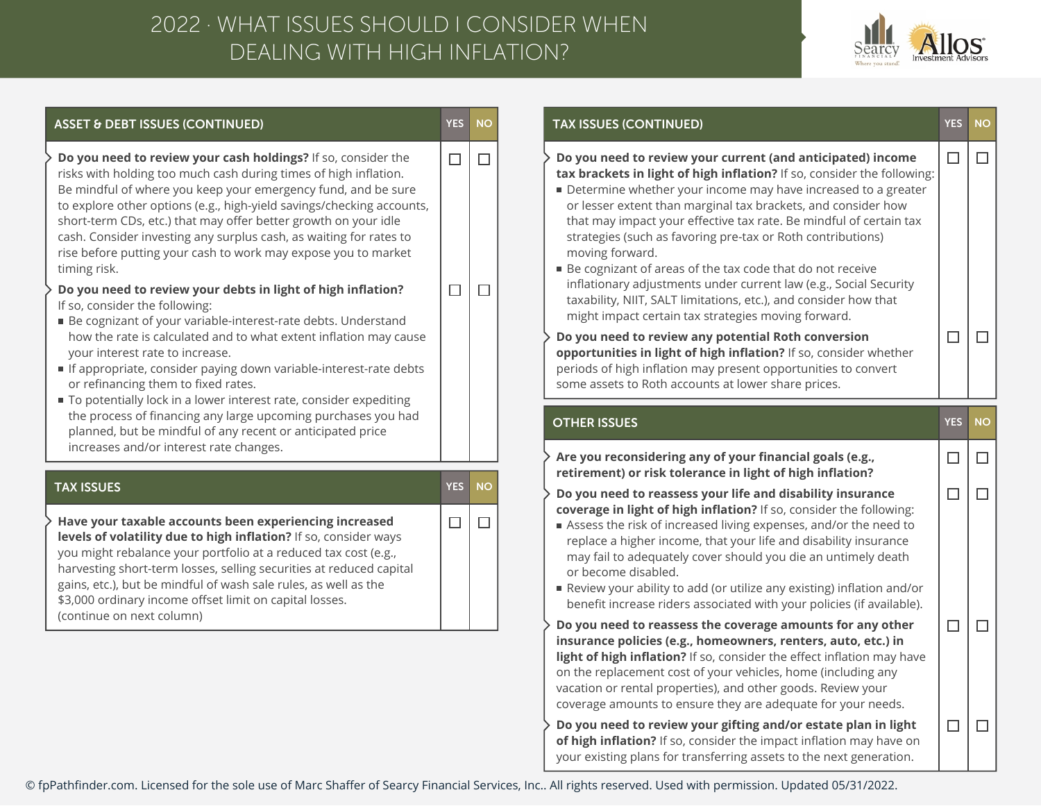# 2022 · WHAT ISSUES SHOULD I CONSIDER WHEN DEALING WITH HIGH INFLATION?

| ASSET & DEBT ISSUES (CONTINUED) | YES | NO |
|---|---|---|
| **Do you need to review your cash holdings?** If so, consider the risks with holding too much cash during times of high inflation. Be mindful of where you keep your emergency fund, and be sure to explore other options (e.g., high-yield savings/checking accounts, short-term CDs, etc.) that may offer better growth on your idle cash. Consider investing any surplus cash, as waiting for rates to rise before putting your cash to work may expose you to market timing risk. | ☐ | ☐ |
| **Do you need to review your debts in light of high inflation?** If so, consider the following: <br>▪ Be cognizant of your variable-interest-rate debts. Understand how the rate is calculated and to what extent inflation may cause your interest rate to increase. <br>▪ If appropriate, consider paying down variable-interest-rate debts or refinancing them to fixed rates. <br>▪ To potentially lock in a lower interest rate, consider expediting the process of financing any large upcoming purchases you had planned, but be mindful of any recent or anticipated price increases and/or interest rate changes. | ☐ | ☐ |

| TAX ISSUES | YES | NO |
|---|---|---|
| **Have your taxable accounts been experiencing increased levels of volatility due to high inflation?** If so, consider ways you might rebalance your portfolio at a reduced tax cost (e.g., harvesting short-term losses, selling securities at reduced capital gains, etc.), but be mindful of wash sale rules, as well as the $3,000 ordinary income offset limit on capital losses. (continue on next column) | ☐ | ☐ |

| TAX ISSUES (CONTINUED) | YES | NO |
|---|---|---|
| **Do you need to review your current (and anticipated) income tax brackets in light of high inflation?** If so, consider the following: <br>▪ Determine whether your income may have increased to a greater or lesser extent than marginal tax brackets, and consider how that may impact your effective tax rate. Be mindful of certain tax strategies (such as favoring pre-tax or Roth contributions) moving forward. <br>▪ Be cognizant of areas of the tax code that do not receive inflationary adjustments under current law (e.g., Social Security taxability, NIIT, SALT limitations, etc.), and consider how that might impact certain tax strategies moving forward. | ☐ | ☐ |
| **Do you need to review any potential Roth conversion opportunities in light of high inflation?** If so, consider whether periods of high inflation may present opportunities to convert some assets to Roth accounts at lower share prices. | ☐ | ☐ |

| OTHER ISSUES | YES | NO |
|---|---|---|
| **Are you reconsidering any of your financial goals (e.g., retirement) or risk tolerance in light of high inflation?** | ☐ | ☐ |
| **Do you need to reassess your life and disability insurance coverage in light of high inflation?** If so, consider the following: <br>▪ Assess the risk of increased living expenses, and/or the need to replace a higher income, that your life and disability insurance may fail to adequately cover should you die an untimely death or become disabled. <br>▪ Review your ability to add (or utilize any existing) inflation and/or benefit increase riders associated with your policies (if available). | ☐ | ☐ |
| **Do you need to reassess the coverage amounts for any other insurance policies (e.g., homeowners, renters, auto, etc.) in light of high inflation?** If so, consider the effect inflation may have on the replacement cost of your vehicles, home (including any vacation or rental properties), and other goods. Review your coverage amounts to ensure they are adequate for your needs. | ☐ | ☐ |
| **Do you need to review your gifting and/or estate plan in light of high inflation?** If so, consider the impact inflation may have on your existing plans for transferring assets to the next generation. | ☐ | ☐ |

© fpPathfinder.com. Licensed for the sole use of Marc Shaffer of Searcy Financial Services, Inc.. All rights reserved. Used with permission. Updated 05/31/2022.